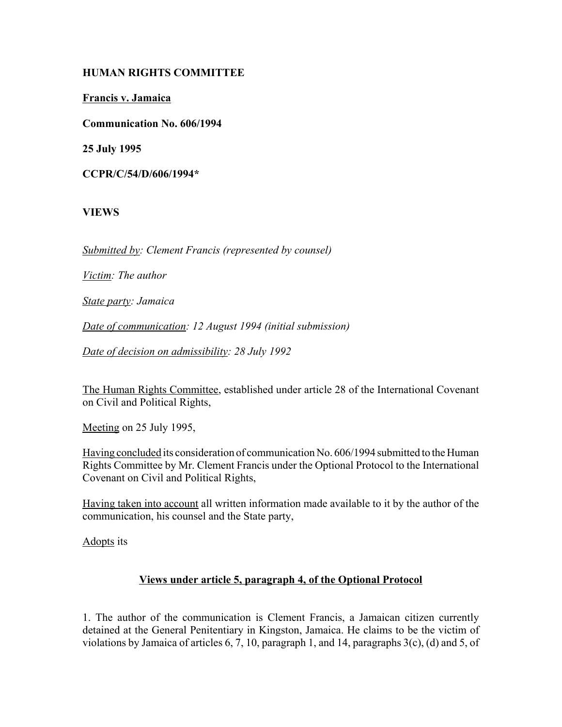**HUMAN RIGHTS COMMITTEE**

**Francis v. Jamaica**

**Communication No. 606/1994**

**25 July 1995**

**CCPR/C/54/D/606/1994***

**VIEWS**

*Submitted by: Clement Francis (represented by counsel)*

*Victim: The author*

*State party: Jamaica*

*Date of communication: 12 August 1994 (initial submission)*

*Date of decision on admissibility: 28 July 1992*

The Human Rights Committee, established under article 28 of the International Covenant on Civil and Political Rights,

Meeting on 25 July 1995,

Having concluded its consideration of communication No. 606/1994 submitted to the Human Rights Committee by Mr. Clement Francis under the Optional Protocol to the International Covenant on Civil and Political Rights,

Having taken into account all written information made available to it by the author of the communication, his counsel and the State party,

Adopts its

## Views under article 5, paragraph 4, of the Optional Protocol

1. The author of the communication is Clement Francis, a Jamaican citizen currently detained at the General Penitentiary in Kingston, Jamaica. He claims to be the victim of violations by Jamaica of articles 6, 7, 10, paragraph 1, and 14, paragraphs 3(c), (d) and 5, of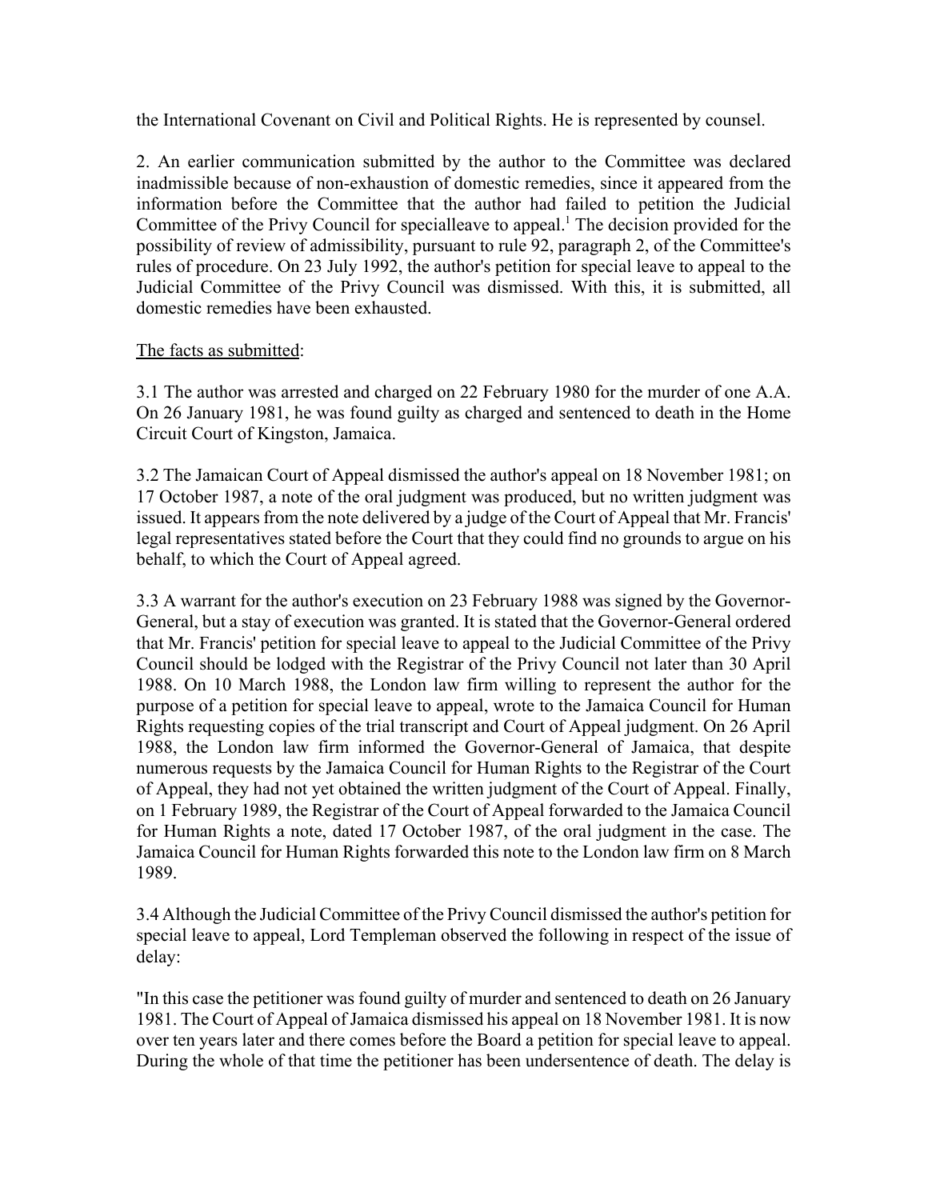the International Covenant on Civil and Political Rights. He is represented by counsel.

2. An earlier communication submitted by the author to the Committee was declared inadmissible because of non-exhaustion of domestic remedies, since it appeared from the information before the Committee that the author had failed to petition the Judicial Committee of the Privy Council for specialleave to appeal.[1] The decision provided for the possibility of review of admissibility, pursuant to rule 92, paragraph 2, of the Committee's rules of procedure. On 23 July 1992, the author's petition for special leave to appeal to the Judicial Committee of the Privy Council was dismissed. With this, it is submitted, all domestic remedies have been exhausted.

The facts as submitted:

3.1 The author was arrested and charged on 22 February 1980 for the murder of one A.A. On 26 January 1981, he was found guilty as charged and sentenced to death in the Home Circuit Court of Kingston, Jamaica.

3.2 The Jamaican Court of Appeal dismissed the author's appeal on 18 November 1981; on 17 October 1987, a note of the oral judgment was produced, but no written judgment was issued. It appears from the note delivered by a judge of the Court of Appeal that Mr. Francis' legal representatives stated before the Court that they could find no grounds to argue on his behalf, to which the Court of Appeal agreed.

3.3 A warrant for the author's execution on 23 February 1988 was signed by the Governor-General, but a stay of execution was granted. It is stated that the Governor-General ordered that Mr. Francis' petition for special leave to appeal to the Judicial Committee of the Privy Council should be lodged with the Registrar of the Privy Council not later than 30 April 1988. On 10 March 1988, the London law firm willing to represent the author for the purpose of a petition for special leave to appeal, wrote to the Jamaica Council for Human Rights requesting copies of the trial transcript and Court of Appeal judgment. On 26 April 1988, the London law firm informed the Governor-General of Jamaica, that despite numerous requests by the Jamaica Council for Human Rights to the Registrar of the Court of Appeal, they had not yet obtained the written judgment of the Court of Appeal. Finally, on 1 February 1989, the Registrar of the Court of Appeal forwarded to the Jamaica Council for Human Rights a note, dated 17 October 1987, of the oral judgment in the case. The Jamaica Council for Human Rights forwarded this note to the London law firm on 8 March 1989.

3.4 Although the Judicial Committee of the Privy Council dismissed the author's petition for special leave to appeal, Lord Templeman observed the following in respect of the issue of delay:

"In this case the petitioner was found guilty of murder and sentenced to death on 26 January 1981. The Court of Appeal of Jamaica dismissed his appeal on 18 November 1981. It is now over ten years later and there comes before the Board a petition for special leave to appeal. During the whole of that time the petitioner has been undersentence of death. The delay is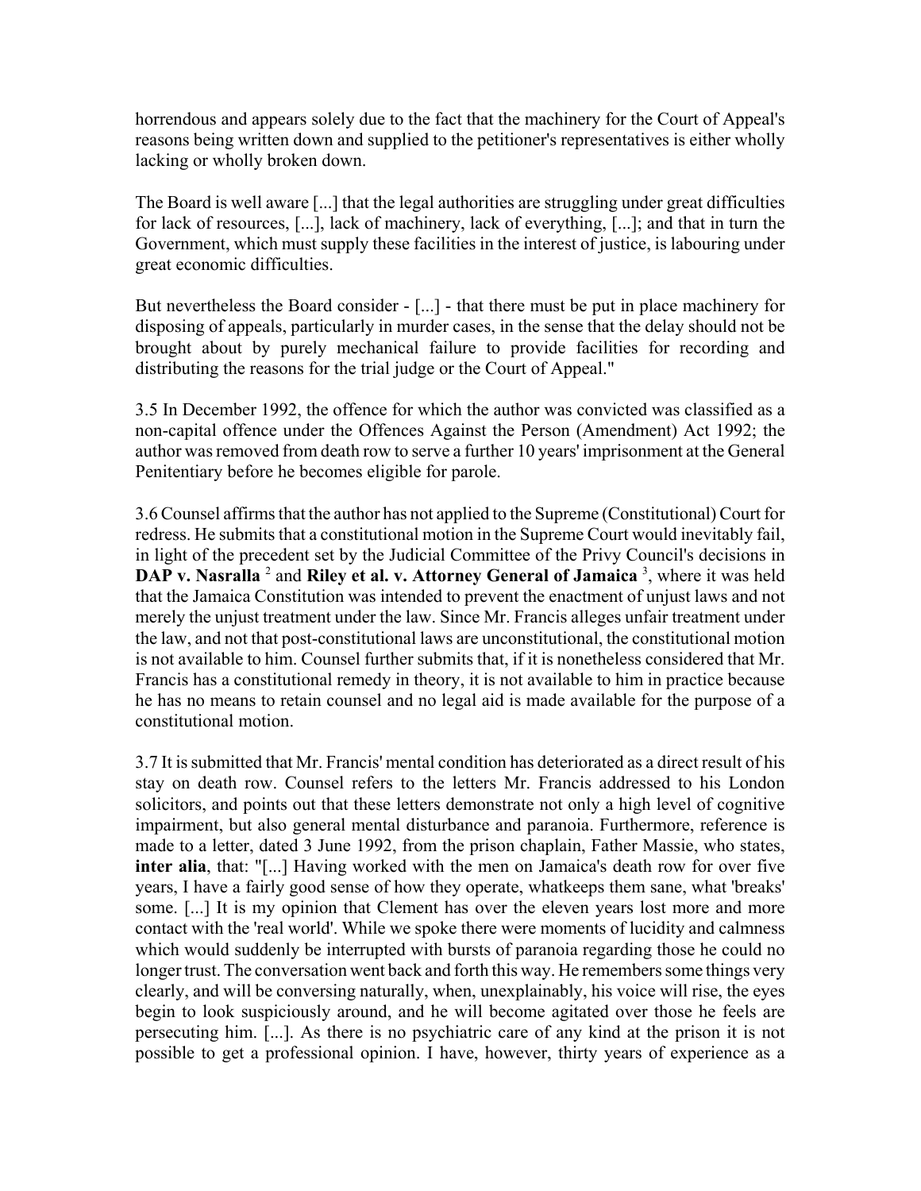horrendous and appears solely due to the fact that the machinery for the Court of Appeal's reasons being written down and supplied to the petitioner's representatives is either wholly lacking or wholly broken down.

The Board is well aware [...] that the legal authorities are struggling under great difficulties for lack of resources, [...], lack of machinery, lack of everything, [...]; and that in turn the Government, which must supply these facilities in the interest of justice, is labouring under great economic difficulties.

But nevertheless the Board consider - [...] - that there must be put in place machinery for disposing of appeals, particularly in murder cases, in the sense that the delay should not be brought about by purely mechanical failure to provide facilities for recording and distributing the reasons for the trial judge or the Court of Appeal."

3.5 In December 1992, the offence for which the author was convicted was classified as a non-capital offence under the Offences Against the Person (Amendment) Act 1992; the author was removed from death row to serve a further 10 years' imprisonment at the General Penitentiary before he becomes eligible for parole.

3.6 Counsel affirms that the author has not applied to the Supreme (Constitutional) Court for redress. He submits that a constitutional motion in the Supreme Court would inevitably fail, in light of the precedent set by the Judicial Committee of the Privy Council's decisions in **DAP v. Nasralla** [2] and **Riley et al. v. Attorney General of Jamaica** [3], where it was held that the Jamaica Constitution was intended to prevent the enactment of unjust laws and not merely the unjust treatment under the law. Since Mr. Francis alleges unfair treatment under the law, and not that post-constitutional laws are unconstitutional, the constitutional motion is not available to him. Counsel further submits that, if it is nonetheless considered that Mr. Francis has a constitutional remedy in theory, it is not available to him in practice because he has no means to retain counsel and no legal aid is made available for the purpose of a constitutional motion.

3.7 It is submitted that Mr. Francis' mental condition has deteriorated as a direct result of his stay on death row. Counsel refers to the letters Mr. Francis addressed to his London solicitors, and points out that these letters demonstrate not only a high level of cognitive impairment, but also general mental disturbance and paranoia. Furthermore, reference is made to a letter, dated 3 June 1992, from the prison chaplain, Father Massie, who states, **inter alia**, that: "[...] Having worked with the men on Jamaica's death row for over five years, I have a fairly good sense of how they operate, whatkeeps them sane, what 'breaks' some. [...] It is my opinion that Clement has over the eleven years lost more and more contact with the 'real world'. While we spoke there were moments of lucidity and calmness which would suddenly be interrupted with bursts of paranoia regarding those he could no longer trust. The conversation went back and forth this way. He remembers some things very clearly, and will be conversing naturally, when, unexplainably, his voice will rise, the eyes begin to look suspiciously around, and he will become agitated over those he feels are persecuting him. [...]. As there is no psychiatric care of any kind at the prison it is not possible to get a professional opinion. I have, however, thirty years of experience as a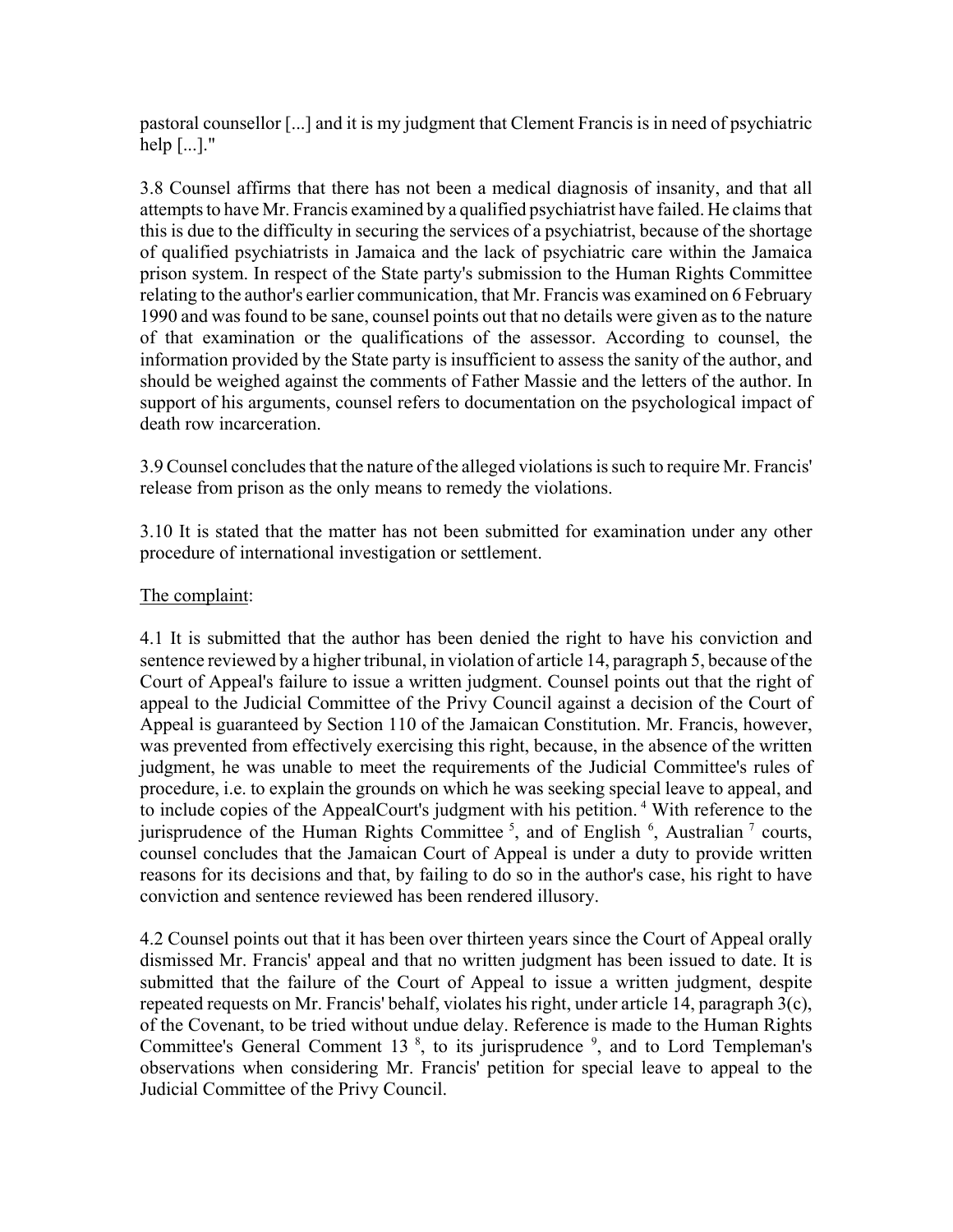pastoral counsellor [...] and it is my judgment that Clement Francis is in need of psychiatric help [...]."

3.8 Counsel affirms that there has not been a medical diagnosis of insanity, and that all attempts to have Mr. Francis examined by a qualified psychiatrist have failed. He claims that this is due to the difficulty in securing the services of a psychiatrist, because of the shortage of qualified psychiatrists in Jamaica and the lack of psychiatric care within the Jamaica prison system. In respect of the State party's submission to the Human Rights Committee relating to the author's earlier communication, that Mr. Francis was examined on 6 February 1990 and was found to be sane, counsel points out that no details were given as to the nature of that examination or the qualifications of the assessor. According to counsel, the information provided by the State party is insufficient to assess the sanity of the author, and should be weighed against the comments of Father Massie and the letters of the author. In support of his arguments, counsel refers to documentation on the psychological impact of death row incarceration.

3.9 Counsel concludes that the nature of the alleged violations is such to require Mr. Francis' release from prison as the only means to remedy the violations.

3.10 It is stated that the matter has not been submitted for examination under any other procedure of international investigation or settlement.

<u>The complaint</u>:

4.1 It is submitted that the author has been denied the right to have his conviction and sentence reviewed by a higher tribunal, in violation of article 14, paragraph 5, because of the Court of Appeal's failure to issue a written judgment. Counsel points out that the right of appeal to the Judicial Committee of the Privy Council against a decision of the Court of Appeal is guaranteed by Section 110 of the Jamaican Constitution. Mr. Francis, however, was prevented from effectively exercising this right, because, in the absence of the written judgment, he was unable to meet the requirements of the Judicial Committee's rules of procedure, i.e. to explain the grounds on which he was seeking special leave to appeal, and to include copies of the AppealCourt's judgment with his petition. [4] With reference to the jurisprudence of the Human Rights Committee [5], and of English [6], Australian [7] courts, counsel concludes that the Jamaican Court of Appeal is under a duty to provide written reasons for its decisions and that, by failing to do so in the author's case, his right to have conviction and sentence reviewed has been rendered illusory.

4.2 Counsel points out that it has been over thirteen years since the Court of Appeal orally dismissed Mr. Francis' appeal and that no written judgment has been issued to date. It is submitted that the failure of the Court of Appeal to issue a written judgment, despite repeated requests on Mr. Francis' behalf, violates his right, under article 14, paragraph 3(c), of the Covenant, to be tried without undue delay. Reference is made to the Human Rights Committee's General Comment 13 [8], to its jurisprudence [9], and to Lord Templeman's observations when considering Mr. Francis' petition for special leave to appeal to the Judicial Committee of the Privy Council.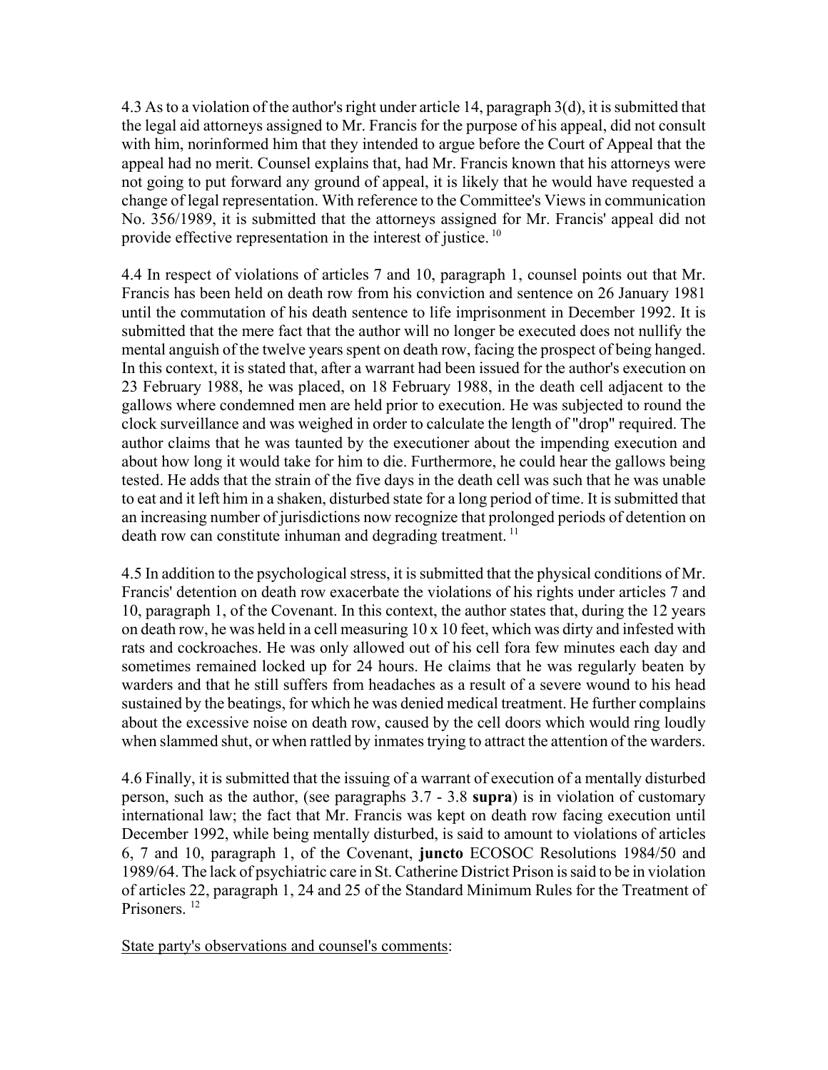4.3 As to a violation of the author's right under article 14, paragraph 3(d), it is submitted that the legal aid attorneys assigned to Mr. Francis for the purpose of his appeal, did not consult with him, norinformed him that they intended to argue before the Court of Appeal that the appeal had no merit. Counsel explains that, had Mr. Francis known that his attorneys were not going to put forward any ground of appeal, it is likely that he would have requested a change of legal representation. With reference to the Committee's Views in communication No. 356/1989, it is submitted that the attorneys assigned for Mr. Francis' appeal did not provide effective representation in the interest of justice. [10]

4.4 In respect of violations of articles 7 and 10, paragraph 1, counsel points out that Mr. Francis has been held on death row from his conviction and sentence on 26 January 1981 until the commutation of his death sentence to life imprisonment in December 1992. It is submitted that the mere fact that the author will no longer be executed does not nullify the mental anguish of the twelve years spent on death row, facing the prospect of being hanged. In this context, it is stated that, after a warrant had been issued for the author's execution on 23 February 1988, he was placed, on 18 February 1988, in the death cell adjacent to the gallows where condemned men are held prior to execution. He was subjected to round the clock surveillance and was weighed in order to calculate the length of "drop" required. The author claims that he was taunted by the executioner about the impending execution and about how long it would take for him to die. Furthermore, he could hear the gallows being tested. He adds that the strain of the five days in the death cell was such that he was unable to eat and it left him in a shaken, disturbed state for a long period of time. It is submitted that an increasing number of jurisdictions now recognize that prolonged periods of detention on death row can constitute inhuman and degrading treatment. [11]

4.5 In addition to the psychological stress, it is submitted that the physical conditions of Mr. Francis' detention on death row exacerbate the violations of his rights under articles 7 and 10, paragraph 1, of the Covenant. In this context, the author states that, during the 12 years on death row, he was held in a cell measuring 10 x 10 feet, which was dirty and infested with rats and cockroaches. He was only allowed out of his cell fora few minutes each day and sometimes remained locked up for 24 hours. He claims that he was regularly beaten by warders and that he still suffers from headaches as a result of a severe wound to his head sustained by the beatings, for which he was denied medical treatment. He further complains about the excessive noise on death row, caused by the cell doors which would ring loudly when slammed shut, or when rattled by inmates trying to attract the attention of the warders.

4.6 Finally, it is submitted that the issuing of a warrant of execution of a mentally disturbed person, such as the author, (see paragraphs 3.7 - 3.8 **supra**) is in violation of customary international law; the fact that Mr. Francis was kept on death row facing execution until December 1992, while being mentally disturbed, is said to amount to violations of articles 6, 7 and 10, paragraph 1, of the Covenant, **juncto** ECOSOC Resolutions 1984/50 and 1989/64. The lack of psychiatric care in St. Catherine District Prison is said to be in violation of articles 22, paragraph 1, 24 and 25 of the Standard Minimum Rules for the Treatment of Prisoners. [12]

State party's observations and counsel's comments: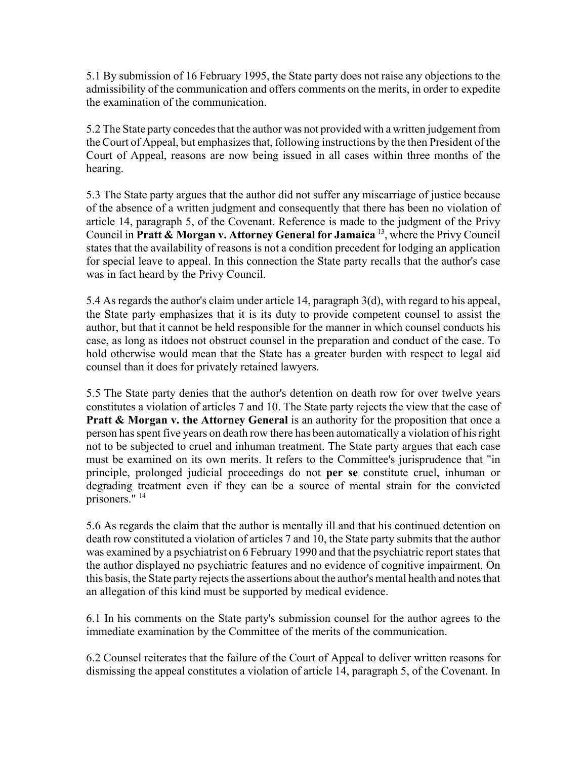5.1 By submission of 16 February 1995, the State party does not raise any objections to the admissibility of the communication and offers comments on the merits, in order to expedite the examination of the communication.

5.2 The State party concedes that the author was not provided with a written judgement from the Court of Appeal, but emphasizes that, following instructions by the then President of the Court of Appeal, reasons are now being issued in all cases within three months of the hearing.

5.3 The State party argues that the author did not suffer any miscarriage of justice because of the absence of a written judgment and consequently that there has been no violation of article 14, paragraph 5, of the Covenant. Reference is made to the judgment of the Privy Council in **Pratt & Morgan v. Attorney General for Jamaica** [13], where the Privy Council states that the availability of reasons is not a condition precedent for lodging an application for special leave to appeal. In this connection the State party recalls that the author's case was in fact heard by the Privy Council.

5.4 As regards the author's claim under article 14, paragraph 3(d), with regard to his appeal, the State party emphasizes that it is its duty to provide competent counsel to assist the author, but that it cannot be held responsible for the manner in which counsel conducts his case, as long as itdoes not obstruct counsel in the preparation and conduct of the case. To hold otherwise would mean that the State has a greater burden with respect to legal aid counsel than it does for privately retained lawyers.

5.5 The State party denies that the author's detention on death row for over twelve years constitutes a violation of articles 7 and 10. The State party rejects the view that the case of **Pratt & Morgan v. the Attorney General** is an authority for the proposition that once a person has spent five years on death row there has been automatically a violation of his right not to be subjected to cruel and inhuman treatment. The State party argues that each case must be examined on its own merits. It refers to the Committee's jurisprudence that "in principle, prolonged judicial proceedings do not **per se** constitute cruel, inhuman or degrading treatment even if they can be a source of mental strain for the convicted prisoners." [14]

5.6 As regards the claim that the author is mentally ill and that his continued detention on death row constituted a violation of articles 7 and 10, the State party submits that the author was examined by a psychiatrist on 6 February 1990 and that the psychiatric report states that the author displayed no psychiatric features and no evidence of cognitive impairment. On this basis, the State party rejects the assertions about the author's mental health and notes that an allegation of this kind must be supported by medical evidence.

6.1 In his comments on the State party's submission counsel for the author agrees to the immediate examination by the Committee of the merits of the communication.

6.2 Counsel reiterates that the failure of the Court of Appeal to deliver written reasons for dismissing the appeal constitutes a violation of article 14, paragraph 5, of the Covenant. In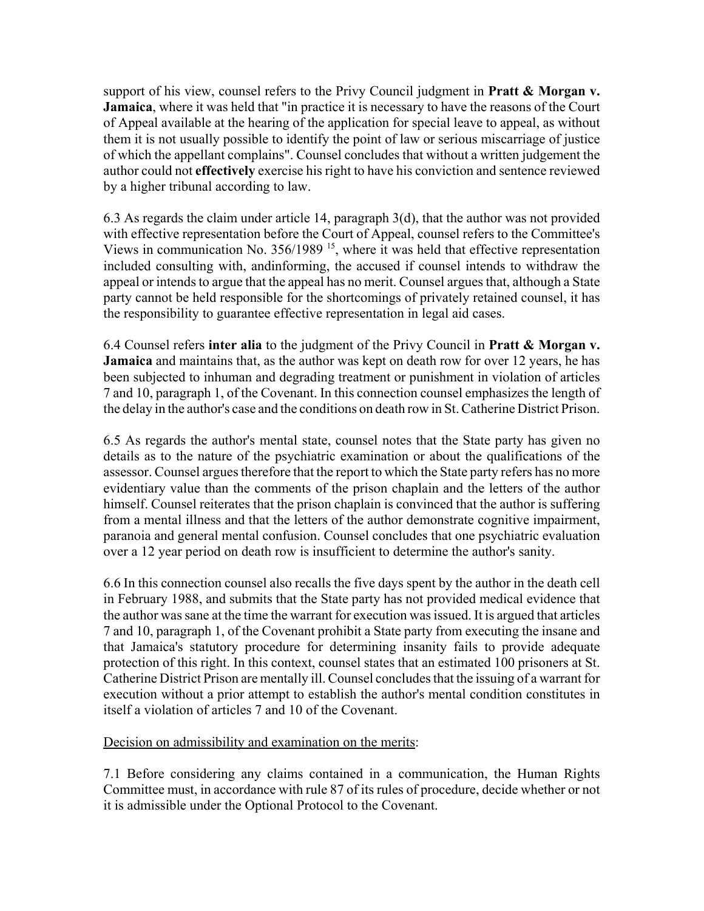support of his view, counsel refers to the Privy Council judgment in **Pratt & Morgan v. Jamaica**, where it was held that "in practice it is necessary to have the reasons of the Court of Appeal available at the hearing of the application for special leave to appeal, as without them it is not usually possible to identify the point of law or serious miscarriage of justice of which the appellant complains". Counsel concludes that without a written judgement the author could not **effectively** exercise his right to have his conviction and sentence reviewed by a higher tribunal according to law.

6.3 As regards the claim under article 14, paragraph 3(d), that the author was not provided with effective representation before the Court of Appeal, counsel refers to the Committee's Views in communication No. 356/1989 [15], where it was held that effective representation included consulting with, andinforming, the accused if counsel intends to withdraw the appeal or intends to argue that the appeal has no merit. Counsel argues that, although a State party cannot be held responsible for the shortcomings of privately retained counsel, it has the responsibility to guarantee effective representation in legal aid cases.

6.4 Counsel refers **inter alia** to the judgment of the Privy Council in **Pratt & Morgan v. Jamaica** and maintains that, as the author was kept on death row for over 12 years, he has been subjected to inhuman and degrading treatment or punishment in violation of articles 7 and 10, paragraph 1, of the Covenant. In this connection counsel emphasizes the length of the delay in the author's case and the conditions on death row in St. Catherine District Prison.

6.5 As regards the author's mental state, counsel notes that the State party has given no details as to the nature of the psychiatric examination or about the qualifications of the assessor. Counsel argues therefore that the report to which the State party refers has no more evidentiary value than the comments of the prison chaplain and the letters of the author himself. Counsel reiterates that the prison chaplain is convinced that the author is suffering from a mental illness and that the letters of the author demonstrate cognitive impairment, paranoia and general mental confusion. Counsel concludes that one psychiatric evaluation over a 12 year period on death row is insufficient to determine the author's sanity.

6.6 In this connection counsel also recalls the five days spent by the author in the death cell in February 1988, and submits that the State party has not provided medical evidence that the author was sane at the time the warrant for execution was issued. It is argued that articles 7 and 10, paragraph 1, of the Covenant prohibit a State party from executing the insane and that Jamaica's statutory procedure for determining insanity fails to provide adequate protection of this right. In this context, counsel states that an estimated 100 prisoners at St. Catherine District Prison are mentally ill. Counsel concludes that the issuing of a warrant for execution without a prior attempt to establish the author's mental condition constitutes in itself a violation of articles 7 and 10 of the Covenant.

Decision on admissibility and examination on the merits:

7.1 Before considering any claims contained in a communication, the Human Rights Committee must, in accordance with rule 87 of its rules of procedure, decide whether or not it is admissible under the Optional Protocol to the Covenant.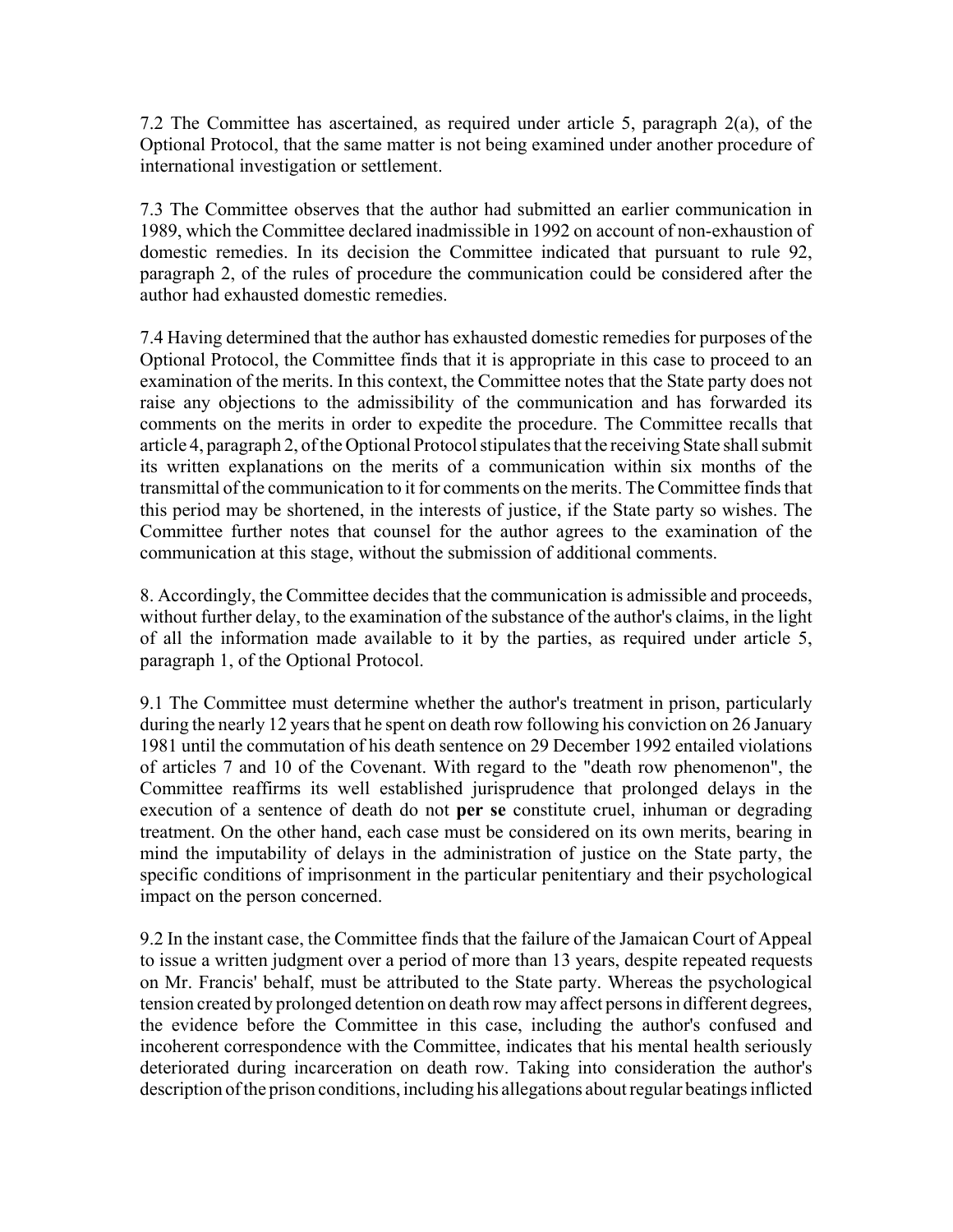7.2 The Committee has ascertained, as required under article 5, paragraph 2(a), of the Optional Protocol, that the same matter is not being examined under another procedure of international investigation or settlement.

7.3 The Committee observes that the author had submitted an earlier communication in 1989, which the Committee declared inadmissible in 1992 on account of non-exhaustion of domestic remedies. In its decision the Committee indicated that pursuant to rule 92, paragraph 2, of the rules of procedure the communication could be considered after the author had exhausted domestic remedies.

7.4 Having determined that the author has exhausted domestic remedies for purposes of the Optional Protocol, the Committee finds that it is appropriate in this case to proceed to an examination of the merits. In this context, the Committee notes that the State party does not raise any objections to the admissibility of the communication and has forwarded its comments on the merits in order to expedite the procedure. The Committee recalls that article 4, paragraph 2, of the Optional Protocol stipulates that the receiving State shall submit its written explanations on the merits of a communication within six months of the transmittal of the communication to it for comments on the merits. The Committee finds that this period may be shortened, in the interests of justice, if the State party so wishes. The Committee further notes that counsel for the author agrees to the examination of the communication at this stage, without the submission of additional comments.

8. Accordingly, the Committee decides that the communication is admissible and proceeds, without further delay, to the examination of the substance of the author's claims, in the light of all the information made available to it by the parties, as required under article 5, paragraph 1, of the Optional Protocol.

9.1 The Committee must determine whether the author's treatment in prison, particularly during the nearly 12 years that he spent on death row following his conviction on 26 January 1981 until the commutation of his death sentence on 29 December 1992 entailed violations of articles 7 and 10 of the Covenant. With regard to the "death row phenomenon", the Committee reaffirms its well established jurisprudence that prolonged delays in the execution of a sentence of death do not **per se** constitute cruel, inhuman or degrading treatment. On the other hand, each case must be considered on its own merits, bearing in mind the imputability of delays in the administration of justice on the State party, the specific conditions of imprisonment in the particular penitentiary and their psychological impact on the person concerned.

9.2 In the instant case, the Committee finds that the failure of the Jamaican Court of Appeal to issue a written judgment over a period of more than 13 years, despite repeated requests on Mr. Francis' behalf, must be attributed to the State party. Whereas the psychological tension created by prolonged detention on death row may affect persons in different degrees, the evidence before the Committee in this case, including the author's confused and incoherent correspondence with the Committee, indicates that his mental health seriously deteriorated during incarceration on death row. Taking into consideration the author's description of the prison conditions, including his allegations about regular beatings inflicted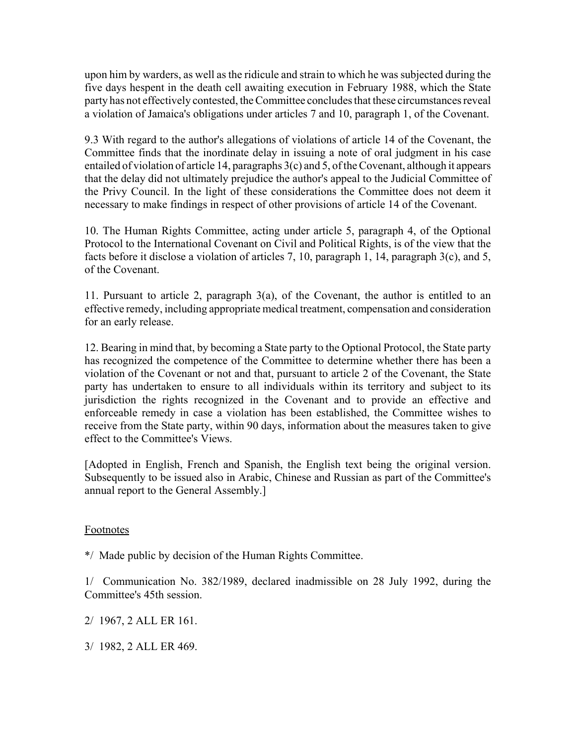upon him by warders, as well as the ridicule and strain to which he was subjected during the five days hespent in the death cell awaiting execution in February 1988, which the State party has not effectively contested, the Committee concludes that these circumstances reveal a violation of Jamaica's obligations under articles 7 and 10, paragraph 1, of the Covenant.

9.3 With regard to the author's allegations of violations of article 14 of the Covenant, the Committee finds that the inordinate delay in issuing a note of oral judgment in his case entailed of violation of article 14, paragraphs 3(c) and 5, of the Covenant, although it appears that the delay did not ultimately prejudice the author's appeal to the Judicial Committee of the Privy Council. In the light of these considerations the Committee does not deem it necessary to make findings in respect of other provisions of article 14 of the Covenant.

10. The Human Rights Committee, acting under article 5, paragraph 4, of the Optional Protocol to the International Covenant on Civil and Political Rights, is of the view that the facts before it disclose a violation of articles 7, 10, paragraph 1, 14, paragraph 3(c), and 5, of the Covenant.

11. Pursuant to article 2, paragraph 3(a), of the Covenant, the author is entitled to an effective remedy, including appropriate medical treatment, compensation and consideration for an early release.

12. Bearing in mind that, by becoming a State party to the Optional Protocol, the State party has recognized the competence of the Committee to determine whether there has been a violation of the Covenant or not and that, pursuant to article 2 of the Covenant, the State party has undertaken to ensure to all individuals within its territory and subject to its jurisdiction the rights recognized in the Covenant and to provide an effective and enforceable remedy in case a violation has been established, the Committee wishes to receive from the State party, within 90 days, information about the measures taken to give effect to the Committee's Views.

[Adopted in English, French and Spanish, the English text being the original version. Subsequently to be issued also in Arabic, Chinese and Russian as part of the Committee's annual report to the General Assembly.]

Footnotes

*/ Made public by decision of the Human Rights Committee.

1/ Communication No. 382/1989, declared inadmissible on 28 July 1992, during the Committee's 45th session.

2/ 1967, 2 ALL ER 161.

3/ 1982, 2 ALL ER 469.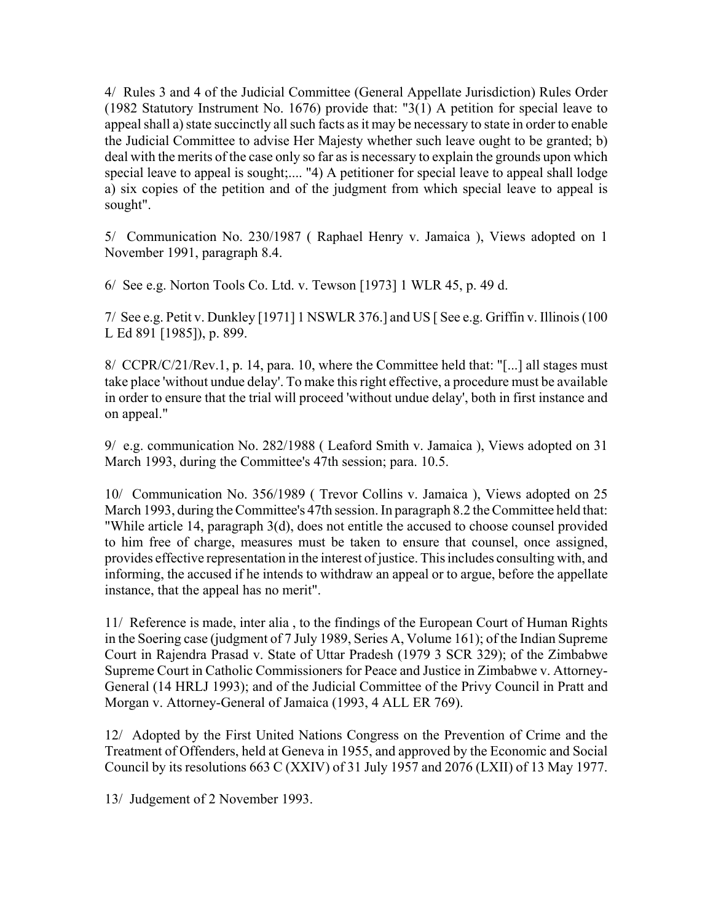4/ Rules 3 and 4 of the Judicial Committee (General Appellate Jurisdiction) Rules Order (1982 Statutory Instrument No. 1676) provide that: "3(1) A petition for special leave to appeal shall a) state succinctly all such facts as it may be necessary to state in order to enable the Judicial Committee to advise Her Majesty whether such leave ought to be granted; b) deal with the merits of the case only so far as is necessary to explain the grounds upon which special leave to appeal is sought;.... "4) A petitioner for special leave to appeal shall lodge a) six copies of the petition and of the judgment from which special leave to appeal is sought".

5/ Communication No. 230/1987 ( Raphael Henry v. Jamaica ), Views adopted on 1 November 1991, paragraph 8.4.

6/ See e.g. Norton Tools Co. Ltd. v. Tewson [1973] 1 WLR 45, p. 49 d.

7/ See e.g. Petit v. Dunkley [1971] 1 NSWLR 376.] and US [ See e.g. Griffin v. Illinois (100 L Ed 891 [1985]), p. 899.

8/ CCPR/C/21/Rev.1, p. 14, para. 10, where the Committee held that: "[...] all stages must take place 'without undue delay'. To make this right effective, a procedure must be available in order to ensure that the trial will proceed 'without undue delay', both in first instance and on appeal."

9/ e.g. communication No. 282/1988 ( Leaford Smith v. Jamaica ), Views adopted on 31 March 1993, during the Committee's 47th session; para. 10.5.

10/ Communication No. 356/1989 ( Trevor Collins v. Jamaica ), Views adopted on 25 March 1993, during the Committee's 47th session. In paragraph 8.2 the Committee held that: "While article 14, paragraph 3(d), does not entitle the accused to choose counsel provided to him free of charge, measures must be taken to ensure that counsel, once assigned, provides effective representation in the interest of justice. This includes consulting with, and informing, the accused if he intends to withdraw an appeal or to argue, before the appellate instance, that the appeal has no merit".

11/ Reference is made, inter alia , to the findings of the European Court of Human Rights in the Soering case (judgment of 7 July 1989, Series A, Volume 161); of the Indian Supreme Court in Rajendra Prasad v. State of Uttar Pradesh (1979 3 SCR 329); of the Zimbabwe Supreme Court in Catholic Commissioners for Peace and Justice in Zimbabwe v. Attorney-General (14 HRLJ 1993); and of the Judicial Committee of the Privy Council in Pratt and Morgan v. Attorney-General of Jamaica (1993, 4 ALL ER 769).

12/ Adopted by the First United Nations Congress on the Prevention of Crime and the Treatment of Offenders, held at Geneva in 1955, and approved by the Economic and Social Council by its resolutions 663 C (XXIV) of 31 July 1957 and 2076 (LXII) of 13 May 1977.

13/ Judgement of 2 November 1993.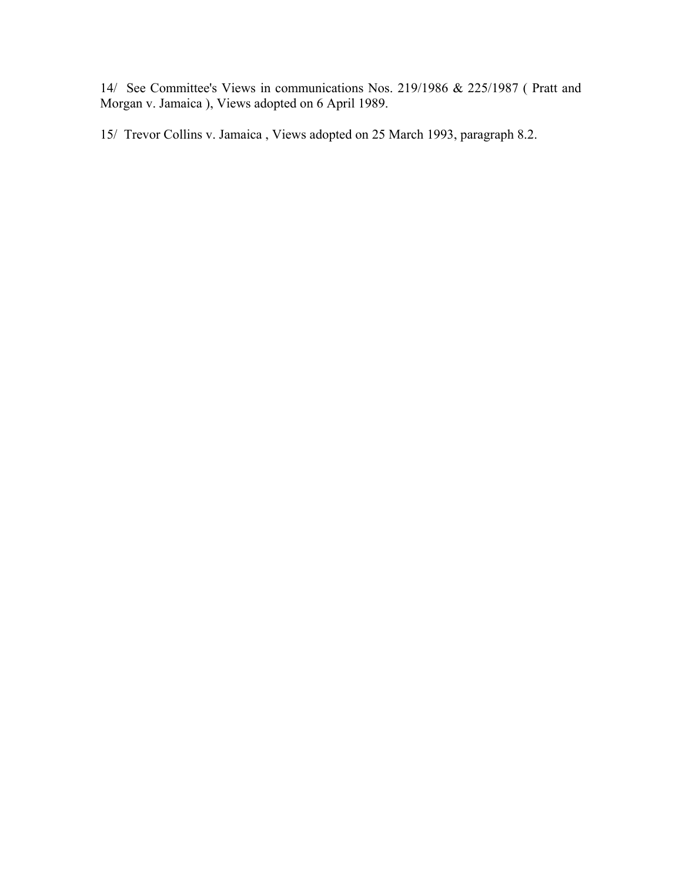14/ See Committee's Views in communications Nos. 219/1986 & 225/1987 ( Pratt and Morgan v. Jamaica ), Views adopted on 6 April 1989.

15/ Trevor Collins v. Jamaica , Views adopted on 25 March 1993, paragraph 8.2.